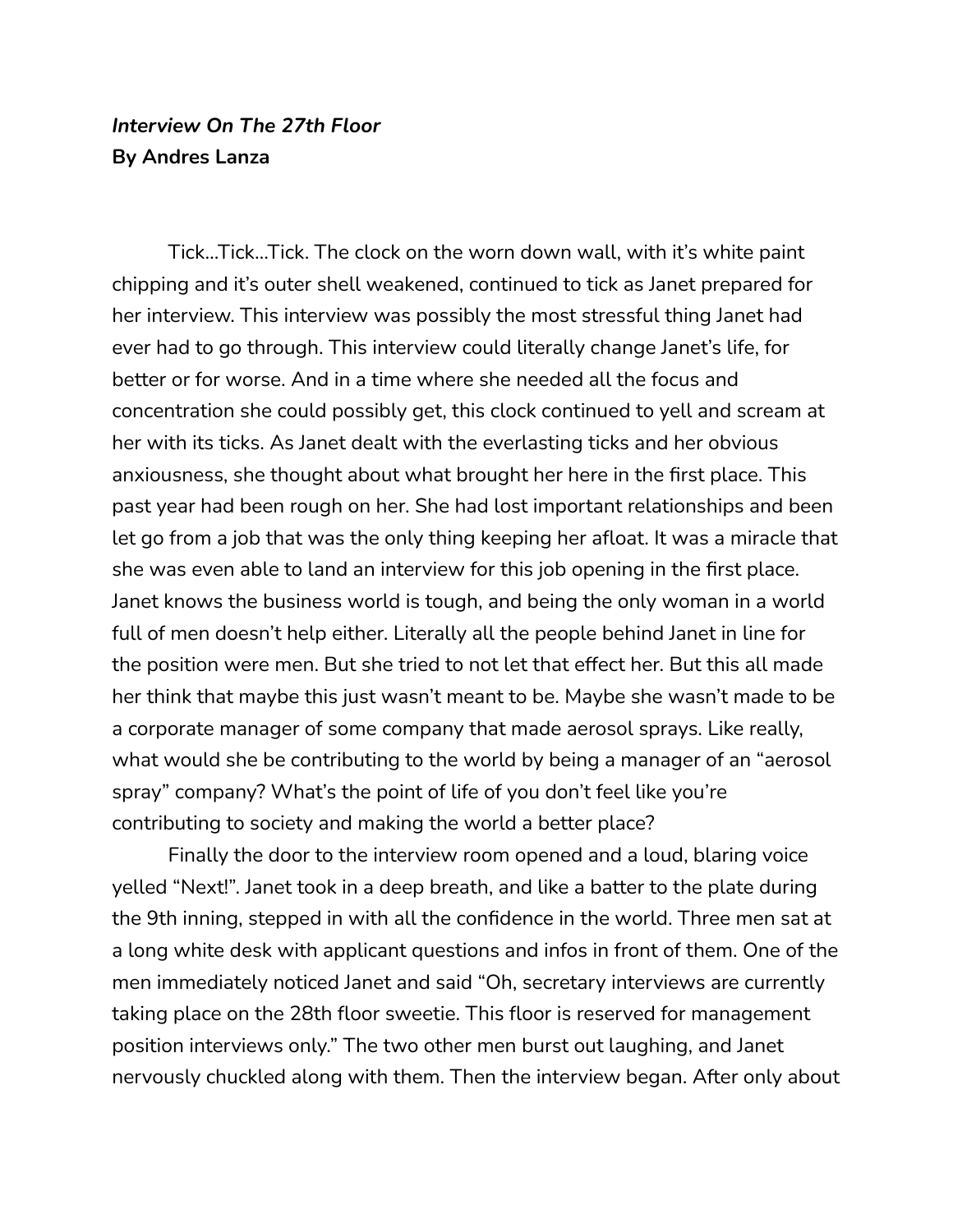***Interview On The 27th Floor***
**By Andres Lanza**

Tick...Tick...Tick. The clock on the worn down wall, with it's white paint chipping and it's outer shell weakened, continued to tick as Janet prepared for her interview. This interview was possibly the most stressful thing Janet had ever had to go through. This interview could literally change Janet's life, for better or for worse. And in a time where she needed all the focus and concentration she could possibly get, this clock continued to yell and scream at her with its ticks. As Janet dealt with the everlasting ticks and her obvious anxiousness, she thought about what brought her here in the first place. This past year had been rough on her. She had lost important relationships and been let go from a job that was the only thing keeping her afloat. It was a miracle that she was even able to land an interview for this job opening in the first place. Janet knows the business world is tough, and being the only woman in a world full of men doesn't help either. Literally all the people behind Janet in line for the position were men. But she tried to not let that effect her. But this all made her think that maybe this just wasn't meant to be. Maybe she wasn't made to be a corporate manager of some company that made aerosol sprays. Like really, what would she be contributing to the world by being a manager of an "aerosol spray" company? What's the point of life of you don't feel like you're contributing to society and making the world a better place?

Finally the door to the interview room opened and a loud, blaring voice yelled "Next!". Janet took in a deep breath, and like a batter to the plate during the 9th inning, stepped in with all the confidence in the world. Three men sat at a long white desk with applicant questions and infos in front of them. One of the men immediately noticed Janet and said "Oh, secretary interviews are currently taking place on the 28th floor sweetie. This floor is reserved for management position interviews only." The two other men burst out laughing, and Janet nervously chuckled along with them. Then the interview began. After only about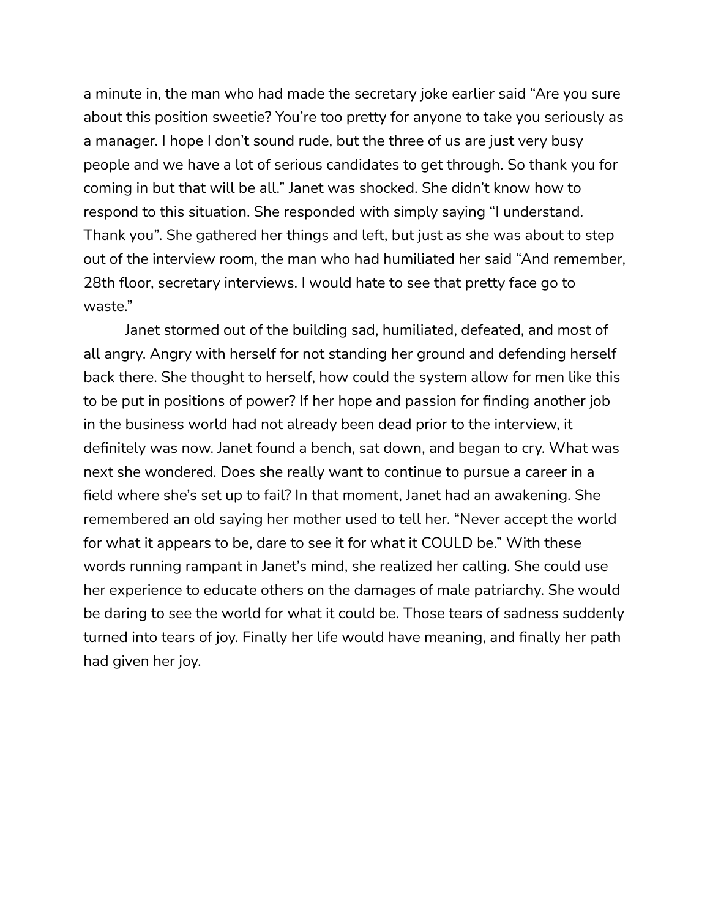a minute in, the man who had made the secretary joke earlier said "Are you sure about this position sweetie? You're too pretty for anyone to take you seriously as a manager. I hope I don't sound rude, but the three of us are just very busy people and we have a lot of serious candidates to get through. So thank you for coming in but that will be all." Janet was shocked. She didn't know how to respond to this situation. She responded with simply saying "I understand. Thank you". She gathered her things and left, but just as she was about to step out of the interview room, the man who had humiliated her said "And remember, 28th floor, secretary interviews. I would hate to see that pretty face go to waste."

Janet stormed out of the building sad, humiliated, defeated, and most of all angry. Angry with herself for not standing her ground and defending herself back there. She thought to herself, how could the system allow for men like this to be put in positions of power? If her hope and passion for finding another job in the business world had not already been dead prior to the interview, it definitely was now. Janet found a bench, sat down, and began to cry. What was next she wondered. Does she really want to continue to pursue a career in a field where she's set up to fail? In that moment, Janet had an awakening. She remembered an old saying her mother used to tell her. "Never accept the world for what it appears to be, dare to see it for what it COULD be." With these words running rampant in Janet's mind, she realized her calling. She could use her experience to educate others on the damages of male patriarchy. She would be daring to see the world for what it could be. Those tears of sadness suddenly turned into tears of joy. Finally her life would have meaning, and finally her path had given her joy.